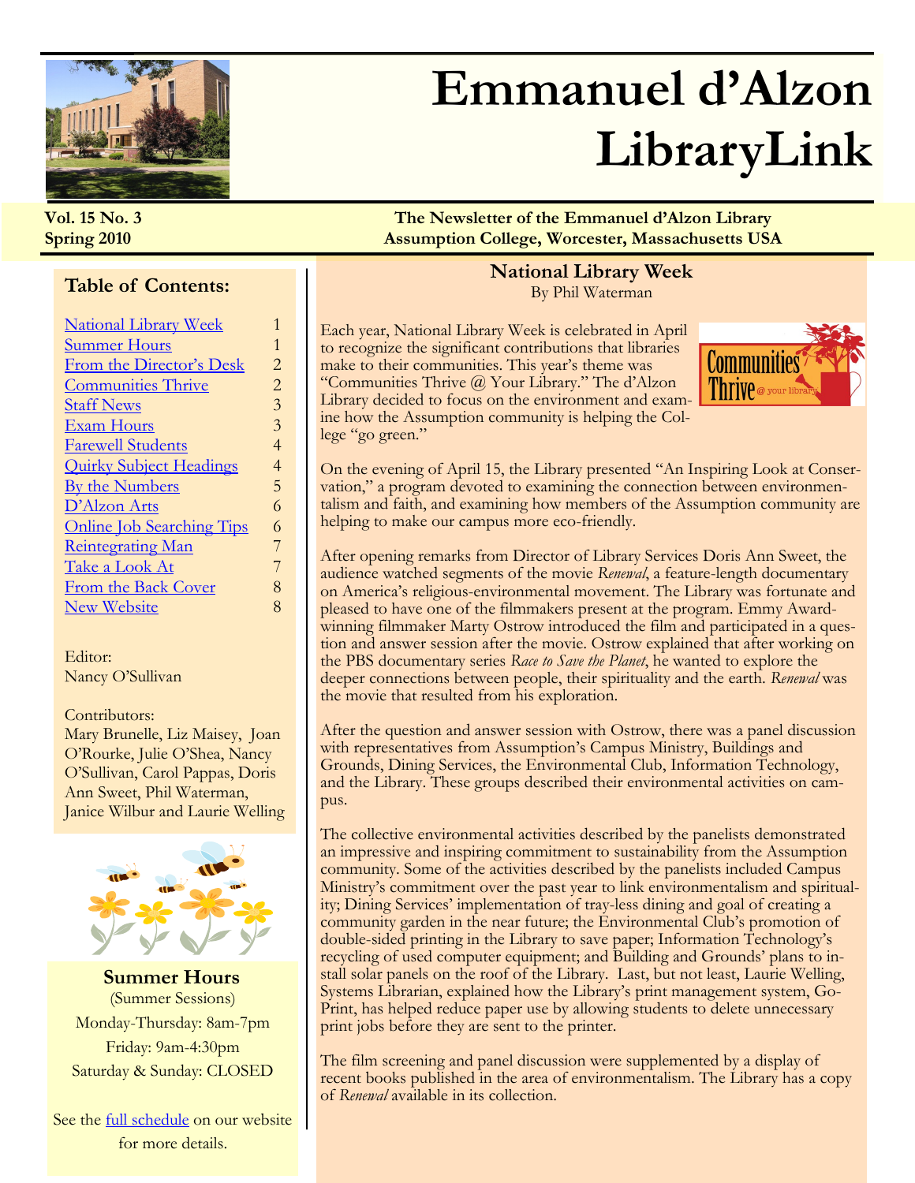# Emmanuel d'Alzon LibraryLink

**Vol. 15 No. 3**
**Spring 2010**

**The Newsletter of the Emmanuel d'Alzon Library**
**Assumption College, Worcester, Massachusetts USA**

## Table of Contents:

| | |
|---|---|
| National Library Week | 1 |
| Summer Hours | 1 |
| From the Director's Desk | 2 |
| Communities Thrive | 2 |
| Staff News | 3 |
| Exam Hours | 3 |
| Farewell Students | 4 |
| Quirky Subject Headings | 4 |
| By the Numbers | 5 |
| D'Alzon Arts | 6 |
| Online Job Searching Tips | 6 |
| Reintegrating Man | 7 |
| Take a Look At | 7 |
| From the Back Cover | 8 |
| New Website | 8 |

Editor:
Nancy O'Sullivan

Contributors:
Mary Brunelle, Liz Maisey, Joan O'Rourke, Julie O'Shea, Nancy O'Sullivan, Carol Pappas, Doris Ann Sweet, Phil Waterman, Janice Wilbur and Laurie Welling

### Summer Hours

(Summer Sessions)

Monday-Thursday: 8am-7pm

Friday: 9am-4:30pm

Saturday & Sunday: CLOSED

See the full schedule on our website for more details.

## National Library Week

By Phil Waterman

Each year, National Library Week is celebrated in April to recognize the significant contributions that libraries make to their communities. This year's theme was "Communities Thrive @ Your Library." The d'Alzon Library decided to focus on the environment and examine how the Assumption community is helping the College "go green."

On the evening of April 15, the Library presented "An Inspiring Look at Conservation," a program devoted to examining the connection between environmentalism and faith, and examining how members of the Assumption community are helping to make our campus more eco-friendly.

After opening remarks from Director of Library Services Doris Ann Sweet, the audience watched segments of the movie *Renewal*, a feature-length documentary on America's religious-environmental movement. The Library was fortunate and pleased to have one of the filmmakers present at the program. Emmy Award-winning filmmaker Marty Ostrow introduced the film and participated in a question and answer session after the movie. Ostrow explained that after working on the PBS documentary series *Race to Save the Planet*, he wanted to explore the deeper connections between people, their spirituality and the earth. *Renewal* was the movie that resulted from his exploration.

After the question and answer session with Ostrow, there was a panel discussion with representatives from Assumption's Campus Ministry, Buildings and Grounds, Dining Services, the Environmental Club, Information Technology, and the Library. These groups described their environmental activities on campus.

The collective environmental activities described by the panelists demonstrated an impressive and inspiring commitment to sustainability from the Assumption community. Some of the activities described by the panelists included Campus Ministry's commitment over the past year to link environmentalism and spirituality; Dining Services' implementation of tray-less dining and goal of creating a community garden in the near future; the Environmental Club's promotion of double-sided printing in the Library to save paper; Information Technology's recycling of used computer equipment; and Building and Grounds' plans to install solar panels on the roof of the Library. Last, but not least, Laurie Welling, Systems Librarian, explained how the Library's print management system, GoPrint, has helped reduce paper use by allowing students to delete unnecessary print jobs before they are sent to the printer.

The film screening and panel discussion were supplemented by a display of recent books published in the area of environmentalism. The Library has a copy of *Renewal* available in its collection.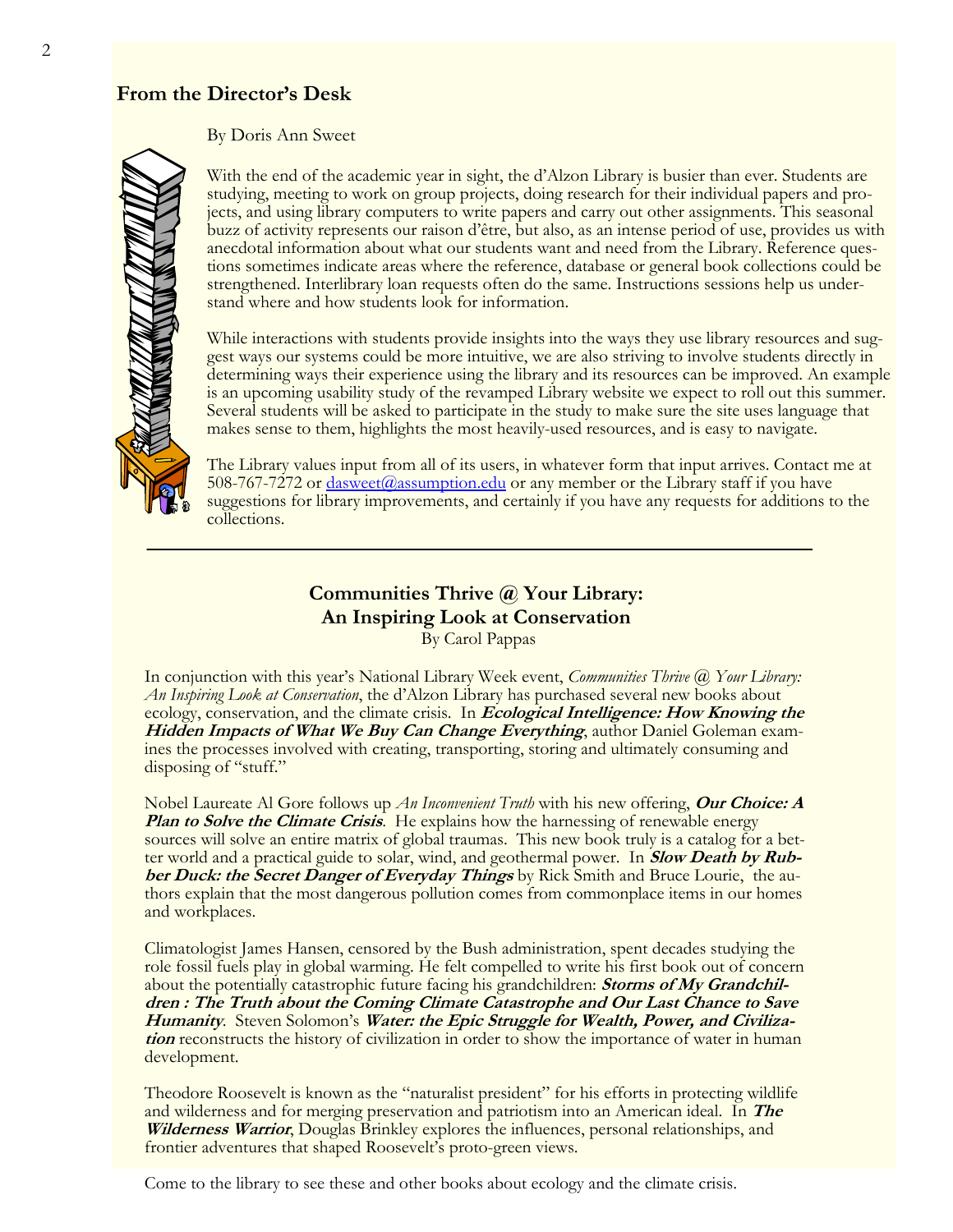## From the Director's Desk

By Doris Ann Sweet

With the end of the academic year in sight, the d'Alzon Library is busier than ever. Students are studying, meeting to work on group projects, doing research for their individual papers and projects, and using library computers to write papers and carry out other assignments. This seasonal buzz of activity represents our raison d'être, but also, as an intense period of use, provides us with anecdotal information about what our students want and need from the Library. Reference questions sometimes indicate areas where the reference, database or general book collections could be strengthened. Interlibrary loan requests often do the same. Instructions sessions help us understand where and how students look for information.

While interactions with students provide insights into the ways they use library resources and suggest ways our systems could be more intuitive, we are also striving to involve students directly in determining ways their experience using the library and its resources can be improved. An example is an upcoming usability study of the revamped Library website we expect to roll out this summer. Several students will be asked to participate in the study to make sure the site uses language that makes sense to them, highlights the most heavily-used resources, and is easy to navigate.

The Library values input from all of its users, in whatever form that input arrives. Contact me at 508-767-7272 or dasweet@assumption.edu or any member or the Library staff if you have suggestions for library improvements, and certainly if you have any requests for additions to the collections.

---

## Communities Thrive @ Your Library: An Inspiring Look at Conservation

By Carol Pappas

In conjunction with this year's National Library Week event, *Communities Thrive @ Your Library: An Inspiring Look at Conservation*, the d'Alzon Library has purchased several new books about ecology, conservation, and the climate crisis. In ***Ecological Intelligence: How Knowing the Hidden Impacts of What We Buy Can Change Everything***, author Daniel Goleman examines the processes involved with creating, transporting, storing and ultimately consuming and disposing of "stuff."

Nobel Laureate Al Gore follows up *An Inconvenient Truth* with his new offering, ***Our Choice: A Plan to Solve the Climate Crisis***. He explains how the harnessing of renewable energy sources will solve an entire matrix of global traumas. This new book truly is a catalog for a better world and a practical guide to solar, wind, and geothermal power. In ***Slow Death by Rubber Duck: the Secret Danger of Everyday Things*** by Rick Smith and Bruce Lourie, the authors explain that the most dangerous pollution comes from commonplace items in our homes and workplaces.

Climatologist James Hansen, censored by the Bush administration, spent decades studying the role fossil fuels play in global warming. He felt compelled to write his first book out of concern about the potentially catastrophic future facing his grandchildren: ***Storms of My Grandchildren : The Truth about the Coming Climate Catastrophe and Our Last Chance to Save Humanity***. Steven Solomon's ***Water: the Epic Struggle for Wealth, Power, and Civilization*** reconstructs the history of civilization in order to show the importance of water in human development.

Theodore Roosevelt is known as the "naturalist president" for his efforts in protecting wildlife and wilderness and for merging preservation and patriotism into an American ideal. In ***The Wilderness Warrior***, Douglas Brinkley explores the influences, personal relationships, and frontier adventures that shaped Roosevelt's proto-green views.

Come to the library to see these and other books about ecology and the climate crisis.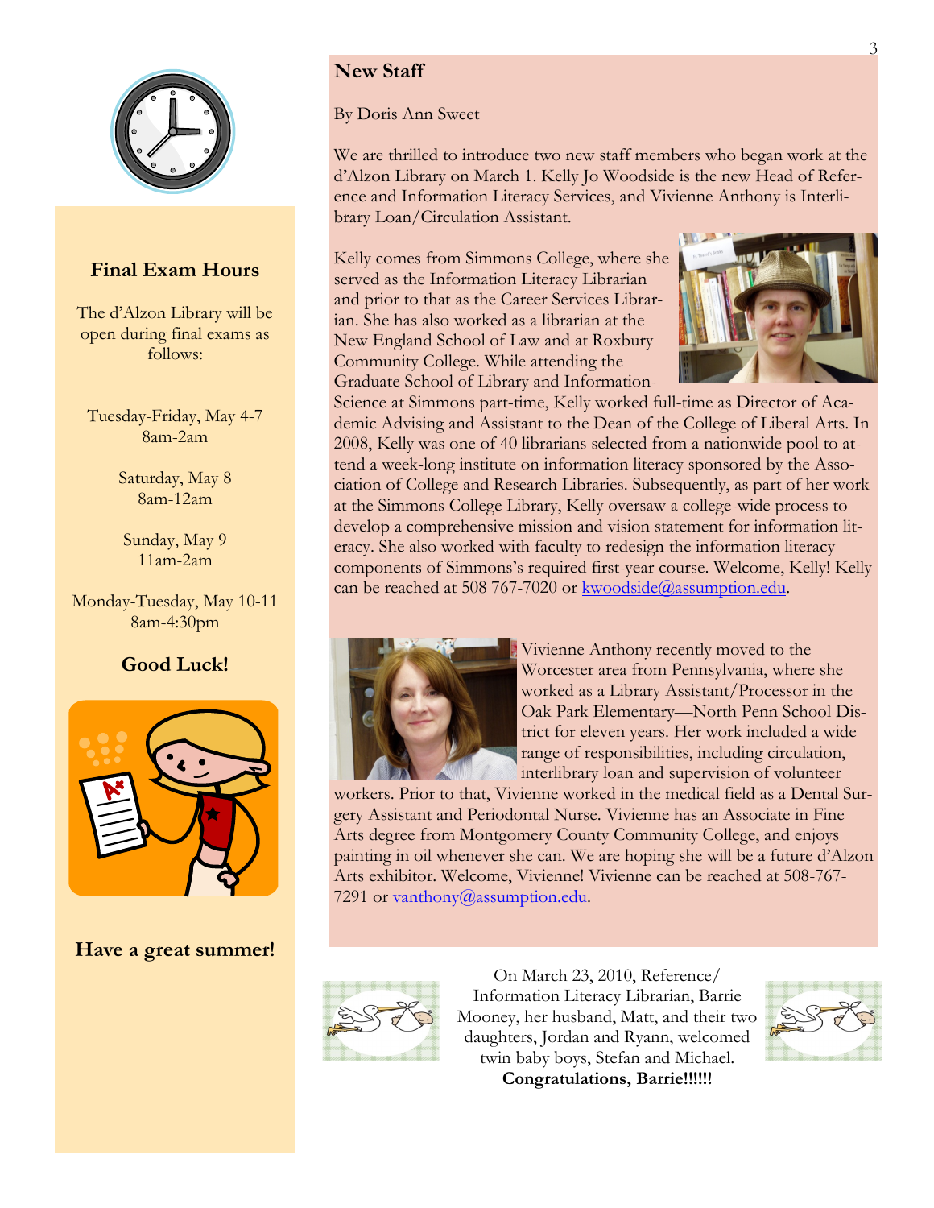## Final Exam Hours

The d'Alzon Library will be open during final exams as follows:

Tuesday-Friday, May 4-7
8am-2am

Saturday, May 8
8am-12am

Sunday, May 9
11am-2am

Monday-Tuesday, May 10-11
8am-4:30pm

**Good Luck!**

**Have a great summer!**

## New Staff

By Doris Ann Sweet

We are thrilled to introduce two new staff members who began work at the d'Alzon Library on March 1. Kelly Jo Woodside is the new Head of Reference and Information Literacy Services, and Vivienne Anthony is Interlibrary Loan/Circulation Assistant.

Kelly comes from Simmons College, where she served as the Information Literacy Librarian and prior to that as the Career Services Librarian. She has also worked as a librarian at the New England School of Law and at Roxbury Community College. While attending the Graduate School of Library and Information-Science at Simmons part-time, Kelly worked full-time as Director of Academic Advising and Assistant to the Dean of the College of Liberal Arts. In 2008, Kelly was one of 40 librarians selected from a nationwide pool to attend a week-long institute on information literacy sponsored by the Association of College and Research Libraries. Subsequently, as part of her work at the Simmons College Library, Kelly oversaw a college-wide process to develop a comprehensive mission and vision statement for information literacy. She also worked with faculty to redesign the information literacy components of Simmons's required first-year course. Welcome, Kelly! Kelly can be reached at 508 767-7020 or kwoodside@assumption.edu.

Vivienne Anthony recently moved to the Worcester area from Pennsylvania, where she worked as a Library Assistant/Processor in the Oak Park Elementary—North Penn School District for eleven years. Her work included a wide range of responsibilities, including circulation, interlibrary loan and supervision of volunteer workers. Prior to that, Vivienne worked in the medical field as a Dental Surgery Assistant and Periodontal Nurse. Vivienne has an Associate in Fine Arts degree from Montgomery County Community College, and enjoys painting in oil whenever she can. We are hoping she will be a future d'Alzon Arts exhibitor. Welcome, Vivienne! Vivienne can be reached at 508-767-7291 or vanthony@assumption.edu.

On March 23, 2010, Reference/Information Literacy Librarian, Barrie Mooney, her husband, Matt, and their two daughters, Jordan and Ryann, welcomed twin baby boys, Stefan and Michael. **Congratulations, Barrie!!!!!!**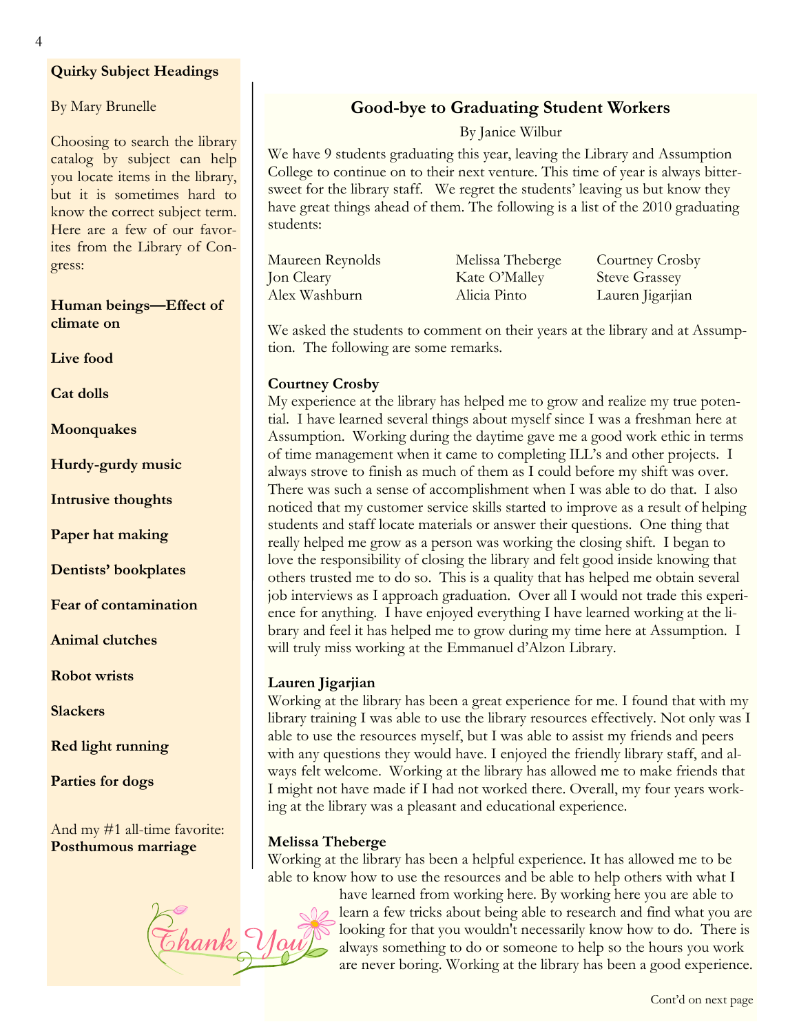## Quirky Subject Headings

By Mary Brunelle

Choosing to search the library catalog by subject can help you locate items in the library, but it is sometimes hard to know the correct subject term. Here are a few of our favorites from the Library of Congress:

**Human beings—Effect of climate on**

**Live food**

**Cat dolls**

**Moonquakes**

**Hurdy-gurdy music**

**Intrusive thoughts**

**Paper hat making**

**Dentists' bookplates**

**Fear of contamination**

**Animal clutches**

**Robot wrists**

**Slackers**

**Red light running**

**Parties for dogs**

And my #1 all-time favorite: **Posthumous marriage**

## Good-bye to Graduating Student Workers

By Janice Wilbur

We have 9 students graduating this year, leaving the Library and Assumption College to continue on to their next venture. This time of year is always bitter-sweet for the library staff. We regret the students' leaving us but know they have great things ahead of them. The following is a list of the 2010 graduating students:

| | | |
|---|---|---|
| Maureen Reynolds | Melissa Theberge | Courtney Crosby |
| Jon Cleary | Kate O'Malley | Steve Grassey |
| Alex Washburn | Alicia Pinto | Lauren Jigarjian |

We asked the students to comment on their years at the library and at Assumption. The following are some remarks.

**Courtney Crosby**
My experience at the library has helped me to grow and realize my true potential. I have learned several things about myself since I was a freshman here at Assumption. Working during the daytime gave me a good work ethic in terms of time management when it came to completing ILL's and other projects. I always strove to finish as much of them as I could before my shift was over. There was such a sense of accomplishment when I was able to do that. I also noticed that my customer service skills started to improve as a result of helping students and staff locate materials or answer their questions. One thing that really helped me grow as a person was working the closing shift. I began to love the responsibility of closing the library and felt good inside knowing that others trusted me to do so. This is a quality that has helped me obtain several job interviews as I approach graduation. Over all I would not trade this experience for anything. I have enjoyed everything I have learned working at the library and feel it has helped me to grow during my time here at Assumption. I will truly miss working at the Emmanuel d'Alzon Library.

**Lauren Jigarjian**
Working at the library has been a great experience for me. I found that with my library training I was able to use the library resources effectively. Not only was I able to use the resources myself, but I was able to assist my friends and peers with any questions they would have. I enjoyed the friendly library staff, and always felt welcome. Working at the library has allowed me to make friends that I might not have made if I had not worked there. Overall, my four years working at the library was a pleasant and educational experience.

**Melissa Theberge**
Working at the library has been a helpful experience. It has allowed me to be able to know how to use the resources and be able to help others with what I have learned from working here. By working here you are able to learn a few tricks about being able to research and find what you are looking for that you wouldn't necessarily know how to do. There is always something to do or someone to help so the hours you work are never boring. Working at the library has been a good experience.

Thank You

Cont'd on next page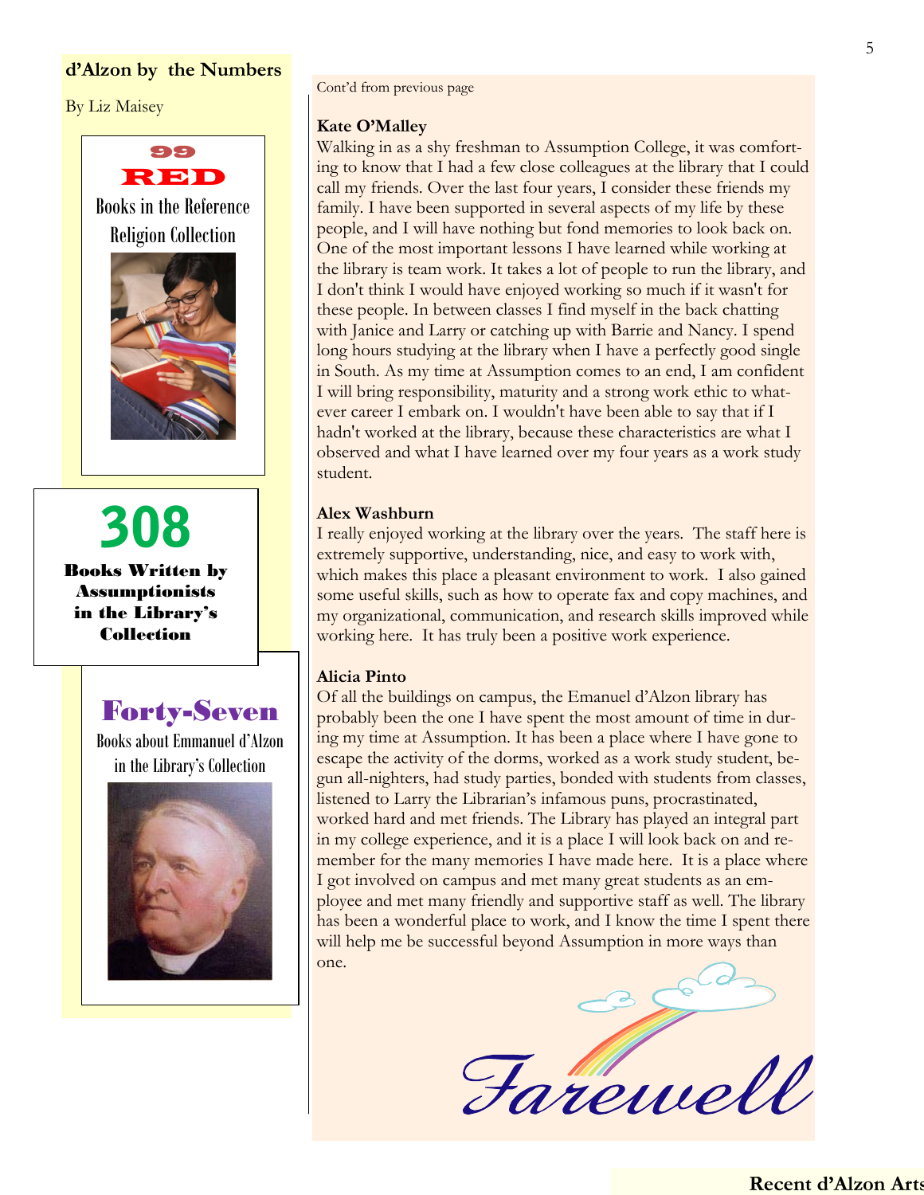## d'Alzon by the Numbers

By Liz Maisey

**99 RED**

Books in the Reference Religion Collection

**308**

**Books Written by Assumptionists in the Library's Collection**

**Forty-Seven**

Books about Emmanuel d'Alzon in the Library's Collection

Cont'd from previous page

**Kate O'Malley**

Walking in as a shy freshman to Assumption College, it was comforting to know that I had a few close colleagues at the library that I could call my friends. Over the last four years, I consider these friends my family. I have been supported in several aspects of my life by these people, and I will have nothing but fond memories to look back on. One of the most important lessons I have learned while working at the library is team work. It takes a lot of people to run the library, and I don't think I would have enjoyed working so much if it wasn't for these people. In between classes I find myself in the back chatting with Janice and Larry or catching up with Barrie and Nancy. I spend long hours studying at the library when I have a perfectly good single in South. As my time at Assumption comes to an end, I am confident I will bring responsibility, maturity and a strong work ethic to whatever career I embark on. I wouldn't have been able to say that if I hadn't worked at the library, because these characteristics are what I observed and what I have learned over my four years as a work study student.

**Alex Washburn**

I really enjoyed working at the library over the years. The staff here is extremely supportive, understanding, nice, and easy to work with, which makes this place a pleasant environment to work. I also gained some useful skills, such as how to operate fax and copy machines, and my organizational, communication, and research skills improved while working here. It has truly been a positive work experience.

**Alicia Pinto**

Of all the buildings on campus, the Emanuel d'Alzon library has probably been the one I have spent the most amount of time in during my time at Assumption. It has been a place where I have gone to escape the activity of the dorms, worked as a work study student, begun all-nighters, had study parties, bonded with students from classes, listened to Larry the Librarian's infamous puns, procrastinated, worked hard and met friends. The Library has played an integral part in my college experience, and it is a place I will look back on and remember for the many memories I have made here. It is a place where I got involved on campus and met many great students as an employee and met many friendly and supportive staff as well. The library has been a wonderful place to work, and I know the time I spent there will help me be successful beyond Assumption in more ways than one.

*Farewell*

**Recent d'Alzon Arts**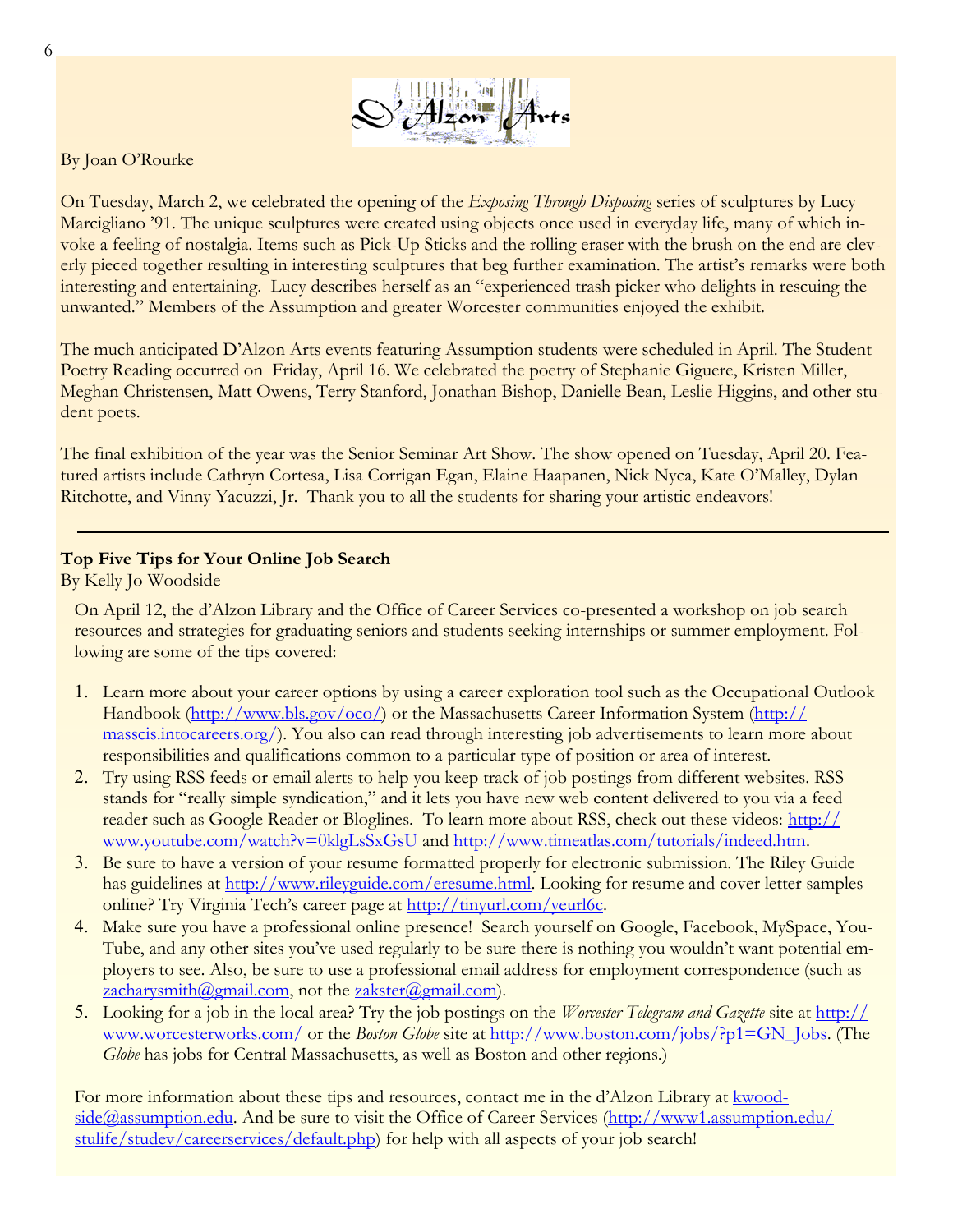# D'Alzon Arts

By Joan O'Rourke

On Tuesday, March 2, we celebrated the opening of the *Exposing Through Disposing* series of sculptures by Lucy Marcigliano '91. The unique sculptures were created using objects once used in everyday life, many of which invoke a feeling of nostalgia. Items such as Pick-Up Sticks and the rolling eraser with the brush on the end are cleverly pieced together resulting in interesting sculptures that beg further examination. The artist's remarks were both interesting and entertaining. Lucy describes herself as an "experienced trash picker who delights in rescuing the unwanted." Members of the Assumption and greater Worcester communities enjoyed the exhibit.

The much anticipated D'Alzon Arts events featuring Assumption students were scheduled in April. The Student Poetry Reading occurred on Friday, April 16. We celebrated the poetry of Stephanie Giguere, Kristen Miller, Meghan Christensen, Matt Owens, Terry Stanford, Jonathan Bishop, Danielle Bean, Leslie Higgins, and other student poets.

The final exhibition of the year was the Senior Seminar Art Show. The show opened on Tuesday, April 20. Featured artists include Cathryn Cortesa, Lisa Corrigan Egan, Elaine Haapanen, Nick Nyca, Kate O'Malley, Dylan Ritchotte, and Vinny Yacuzzi, Jr. Thank you to all the students for sharing your artistic endeavors!

---

## Top Five Tips for Your Online Job Search

By Kelly Jo Woodside

On April 12, the d'Alzon Library and the Office of Career Services co-presented a workshop on job search resources and strategies for graduating seniors and students seeking internships or summer employment. Following are some of the tips covered:

1. Learn more about your career options by using a career exploration tool such as the Occupational Outlook Handbook (http://www.bls.gov/oco/) or the Massachusetts Career Information System (http://masscis.intocareers.org/). You also can read through interesting job advertisements to learn more about responsibilities and qualifications common to a particular type of position or area of interest.
2. Try using RSS feeds or email alerts to help you keep track of job postings from different websites. RSS stands for "really simple syndication," and it lets you have new web content delivered to you via a feed reader such as Google Reader or Bloglines. To learn more about RSS, check out these videos: http://www.youtube.com/watch?v=0klgLsSxGsU and http://www.timeatlas.com/tutorials/indeed.htm.
3. Be sure to have a version of your resume formatted properly for electronic submission. The Riley Guide has guidelines at http://www.rileyguide.com/eresume.html. Looking for resume and cover letter samples online? Try Virginia Tech's career page at http://tinyurl.com/yeurl6c.
4. Make sure you have a professional online presence! Search yourself on Google, Facebook, MySpace, YouTube, and any other sites you've used regularly to be sure there is nothing you wouldn't want potential employers to see. Also, be sure to use a professional email address for employment correspondence (such as zacharysmith@gmail.com, not the zakster@gmail.com).
5. Looking for a job in the local area? Try the job postings on the *Worcester Telegram and Gazette* site at http://www.worcesterworks.com/ or the *Boston Globe* site at http://www.boston.com/jobs/?p1=GN_Jobs. (The *Globe* has jobs for Central Massachusetts, as well as Boston and other regions.)

For more information about these tips and resources, contact me in the d'Alzon Library at kwoodside@assumption.edu. And be sure to visit the Office of Career Services (http://www1.assumption.edu/stulife/studev/careerservices/default.php) for help with all aspects of your job search!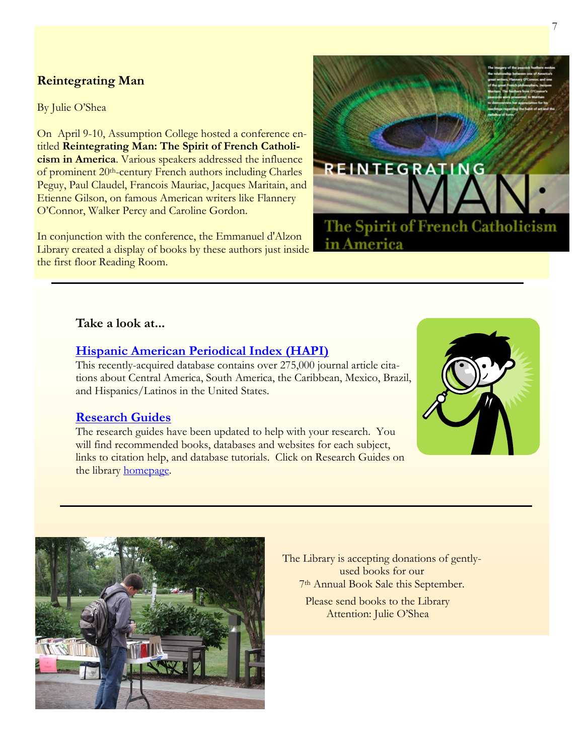## Reintegrating Man

By Julie O'Shea

On April 9-10, Assumption College hosted a conference entitled **Reintegrating Man: The Spirit of French Catholicism in America**. Various speakers addressed the influence of prominent 20th-century French authors including Charles Peguy, Paul Claudel, Francois Mauriac, Jacques Maritain, and Etienne Gilson, on famous American writers like Flannery O'Connor, Walker Percy and Caroline Gordon.

In conjunction with the conference, the Emmanuel d'Alzon Library created a display of books by these authors just inside the first floor Reading Room.

---

### Take a look at...

**Hispanic American Periodical Index (HAPI)**

This recently-acquired database contains over 275,000 journal article citations about Central America, South America, the Caribbean, Mexico, Brazil, and Hispanics/Latinos in the United States.

**Research Guides**

The research guides have been updated to help with your research. You will find recommended books, databases and websites for each subject, links to citation help, and database tutorials. Click on Research Guides on the library homepage.

---

The Library is accepting donations of gently-used books for our 7th Annual Book Sale this September.

Please send books to the Library Attention: Julie O'Shea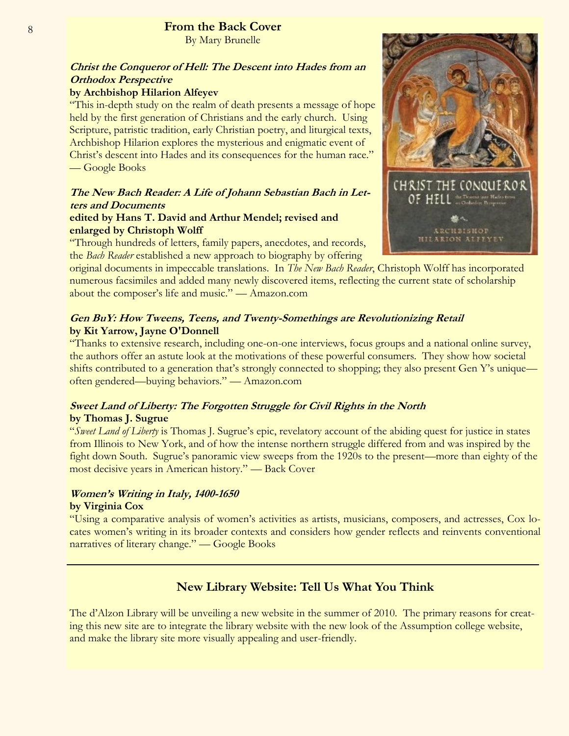## From the Back Cover

By Mary Brunelle

***Christ the Conqueror of Hell: The Descent into Hades from an Orthodox Perspective***
**by Archbishop Hilarion Alfeyev**

"This in-depth study on the realm of death presents a message of hope held by the first generation of Christians and the early church. Using Scripture, patristic tradition, early Christian poetry, and liturgical texts, Archbishop Hilarion explores the mysterious and enigmatic event of Christ's descent into Hades and its consequences for the human race." — Google Books

***The New Bach Reader: A Life of Johann Sebastian Bach in Letters and Documents***
**edited by Hans T. David and Arthur Mendel; revised and enlarged by Christoph Wolff**

"Through hundreds of letters, family papers, anecdotes, and records, the *Bach Reader* established a new approach to biography by offering original documents in impeccable translations. In *The New Bach Reader*, Christoph Wolff has incorporated numerous facsimiles and added many newly discovered items, reflecting the current state of scholarship about the composer's life and music." — Amazon.com

***Gen BuY: How Tweens, Teens, and Twenty-Somethings are Revolutionizing Retail***
**by Kit Yarrow, Jayne O'Donnell**

"Thanks to extensive research, including one-on-one interviews, focus groups and a national online survey, the authors offer an astute look at the motivations of these powerful consumers. They show how societal shifts contributed to a generation that's strongly connected to shopping; they also present Gen Y's unique—often gendered—buying behaviors." — Amazon.com

***Sweet Land of Liberty: The Forgotten Struggle for Civil Rights in the North***
**by Thomas J. Sugrue**

"*Sweet Land of Liberty* is Thomas J. Sugrue's epic, revelatory account of the abiding quest for justice in states from Illinois to New York, and of how the intense northern struggle differed from and was inspired by the fight down South. Sugrue's panoramic view sweeps from the 1920s to the present—more than eighty of the most decisive years in American history." — Back Cover

***Women's Writing in Italy, 1400-1650***
**by Virginia Cox**

"Using a comparative analysis of women's activities as artists, musicians, composers, and actresses, Cox locates women's writing in its broader contexts and considers how gender reflects and reinvents conventional narratives of literary change." — Google Books

---

## New Library Website: Tell Us What You Think

The d'Alzon Library will be unveiling a new website in the summer of 2010. The primary reasons for creating this new site are to integrate the library website with the new look of the Assumption college website, and make the library site more visually appealing and user-friendly.